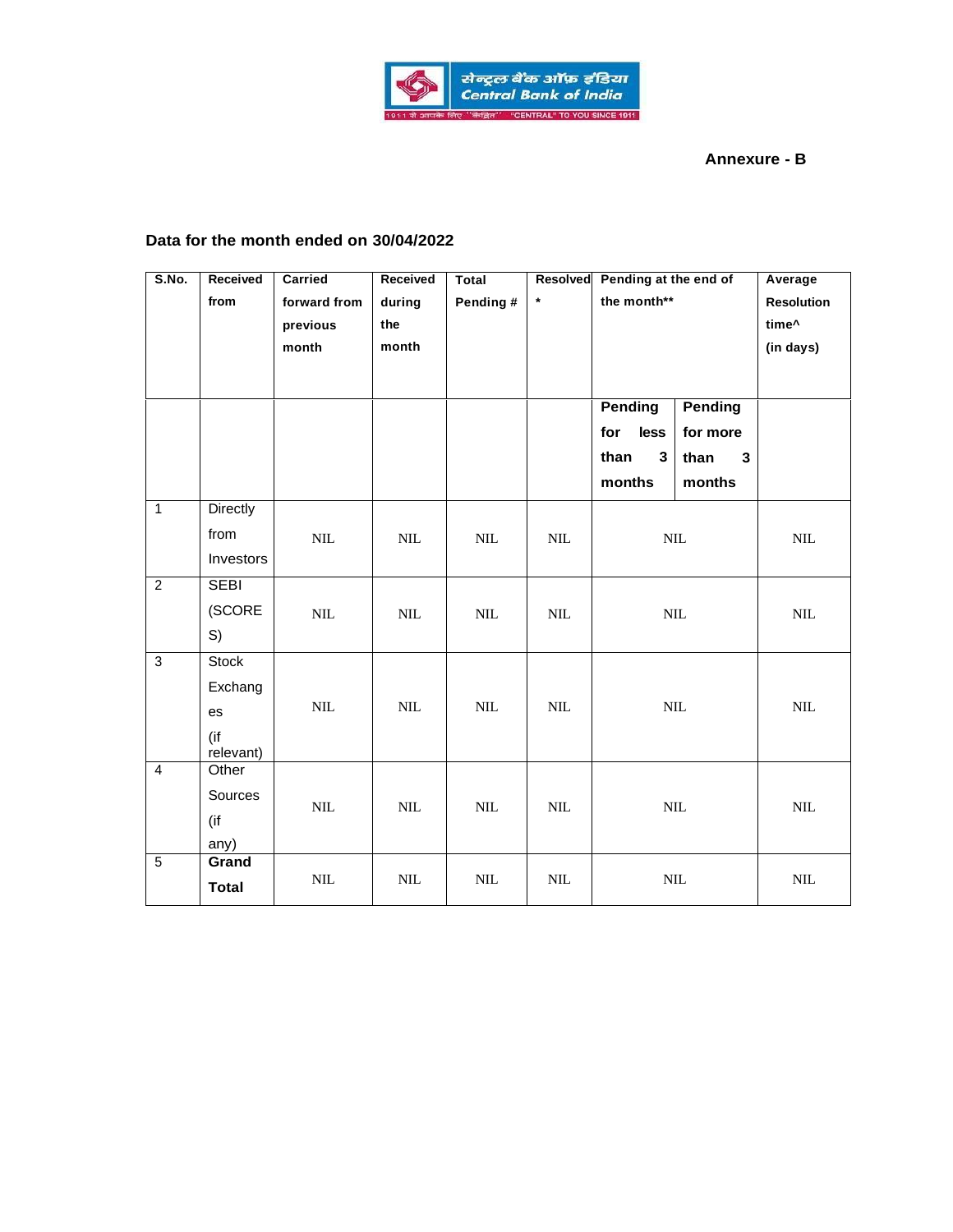**Annexure - B**

## Data for the month ended on 30/04/2022

| S.No. | Received from | Carried forward from previous month | Received during the month | Total Pending # | Resolved * | Pending at the end of the month** | | Average Resolution time^ (in days) |
|---|---|---|---|---|---|---|---|---|
| | | | | | | Pending for less than 3 months | Pending for more than 3 months | |
| 1 | Directly from Investors | NIL | NIL | NIL | NIL | NIL | | NIL |
| 2 | SEBI (SCORES) | NIL | NIL | NIL | NIL | NIL | | NIL |
| 3 | Stock Exchanges (if relevant) | NIL | NIL | NIL | NIL | NIL | | NIL |
| 4 | Other Sources (if any) | NIL | NIL | NIL | NIL | NIL | | NIL |
| 5 | **Grand Total** | NIL | NIL | NIL | NIL | NIL | | NIL |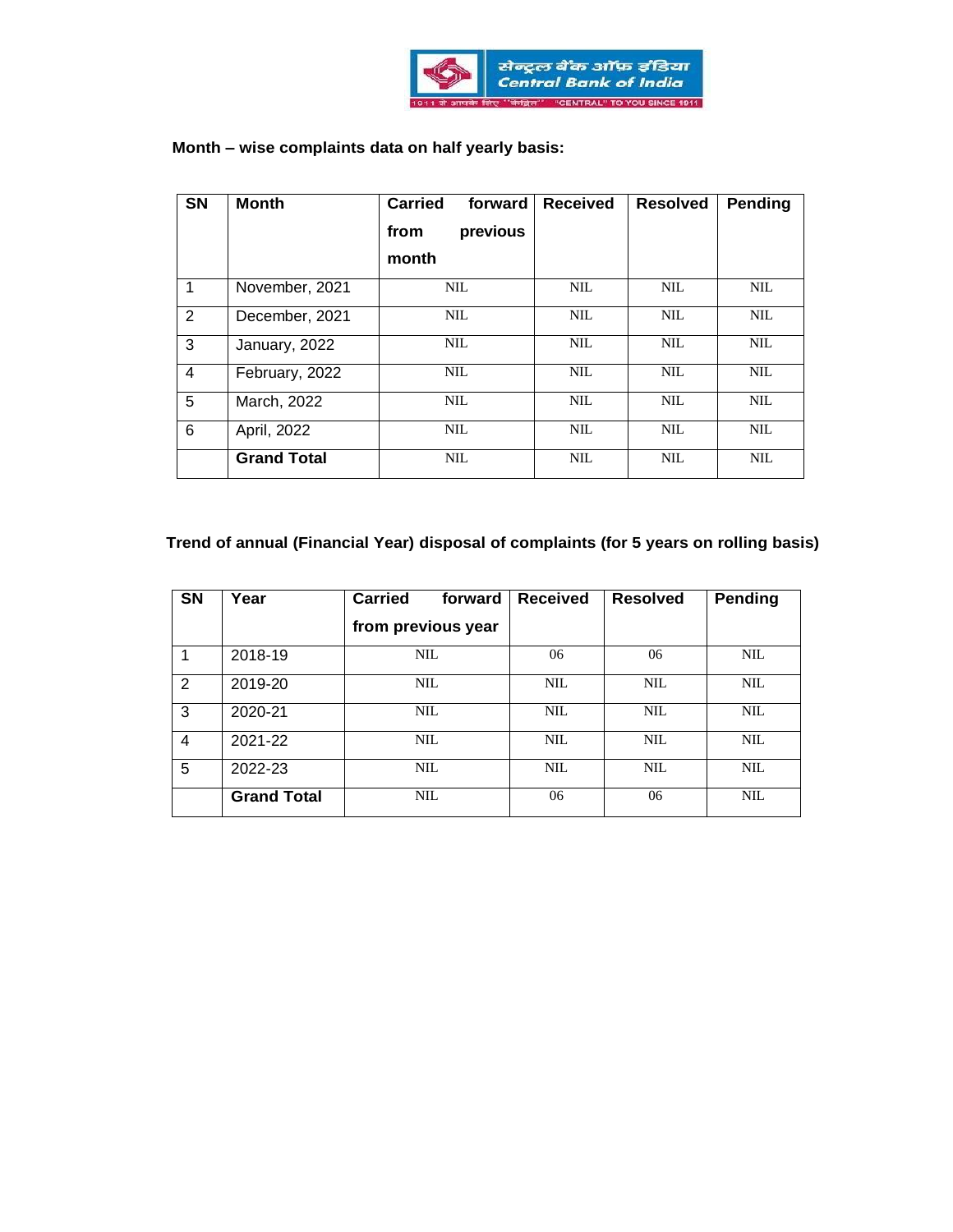## Month – wise complaints data on half yearly basis:

| SN | Month | Carried forward from previous month | Received | Resolved | Pending |
|---|---|---|---|---|---|
| 1 | November, 2021 | NIL | NIL | NIL | NIL |
| 2 | December, 2021 | NIL | NIL | NIL | NIL |
| 3 | January, 2022 | NIL | NIL | NIL | NIL |
| 4 | February, 2022 | NIL | NIL | NIL | NIL |
| 5 | March, 2022 | NIL | NIL | NIL | NIL |
| 6 | April, 2022 | NIL | NIL | NIL | NIL |
| | **Grand Total** | NIL | NIL | NIL | NIL |

## Trend of annual (Financial Year) disposal of complaints (for 5 years on rolling basis)

| SN | Year | Carried forward from previous year | Received | Resolved | Pending |
|---|---|---|---|---|---|
| 1 | 2018-19 | NIL | 06 | 06 | NIL |
| 2 | 2019-20 | NIL | NIL | NIL | NIL |
| 3 | 2020-21 | NIL | NIL | NIL | NIL |
| 4 | 2021-22 | NIL | NIL | NIL | NIL |
| 5 | 2022-23 | NIL | NIL | NIL | NIL |
| | **Grand Total** | NIL | 06 | 06 | NIL |